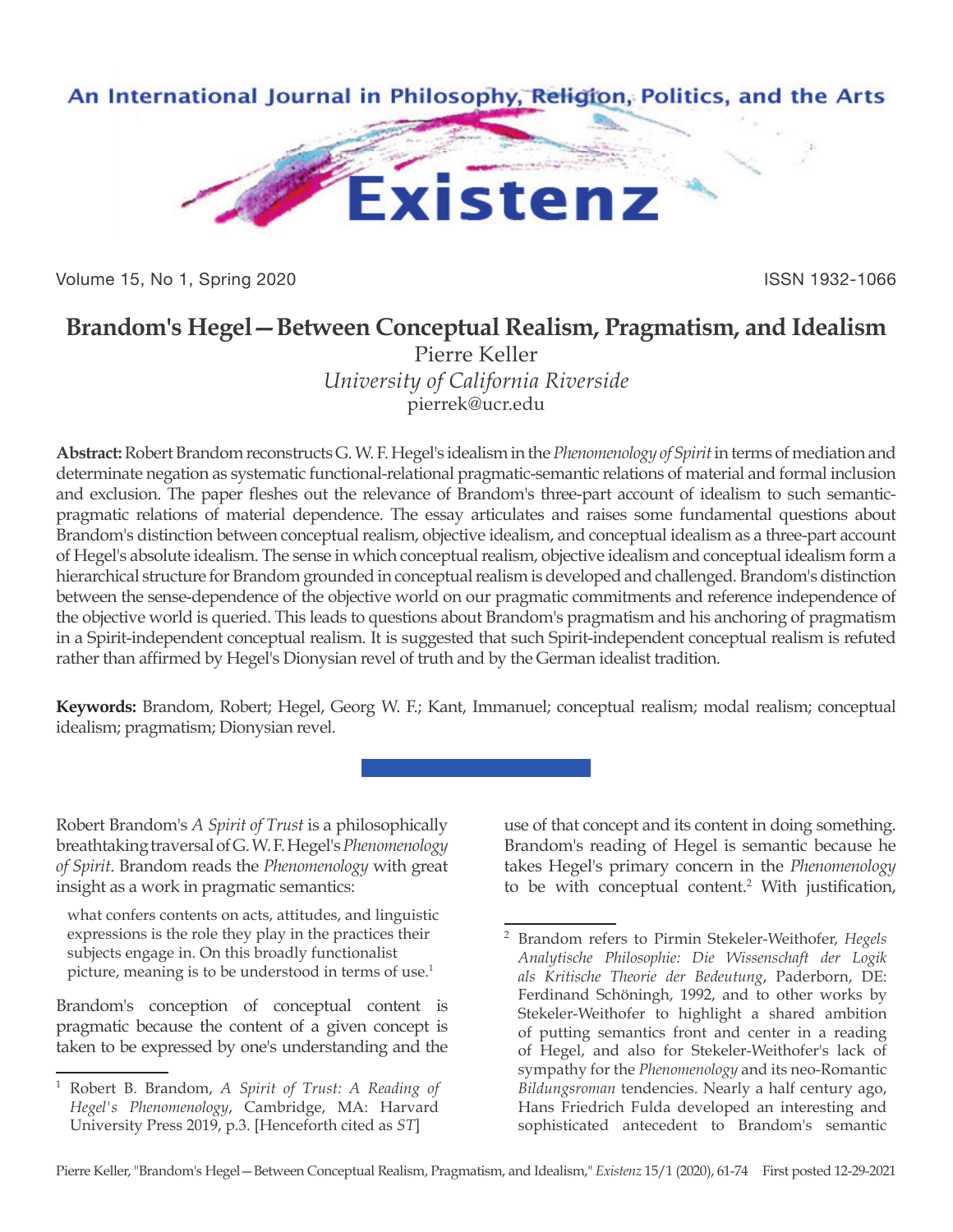# Brandom's Hegel—Between Conceptual Realism, Pragmatism, and Idealism

Pierre Keller
*University of California Riverside*
pierrek@ucr.edu

**Abstract:** Robert Brandom reconstructs G. W. F. Hegel's idealism in the *Phenomenology of Spirit* in terms of mediation and determinate negation as systematic functional-relational pragmatic-semantic relations of material and formal inclusion and exclusion. The paper fleshes out the relevance of Brandom's three-part account of idealism to such semantic-pragmatic relations of material dependence. The essay articulates and raises some fundamental questions about Brandom's distinction between conceptual realism, objective idealism, and conceptual idealism as a three-part account of Hegel's absolute idealism. The sense in which conceptual realism, objective idealism and conceptual idealism form a hierarchical structure for Brandom grounded in conceptual realism is developed and challenged. Brandom's distinction between the sense-dependence of the objective world on our pragmatic commitments and reference independence of the objective world is queried. This leads to questions about Brandom's pragmatism and his anchoring of pragmatism in a Spirit-independent conceptual realism. It is suggested that such Spirit-independent conceptual realism is refuted rather than affirmed by Hegel's Dionysian revel of truth and by the German idealist tradition.

**Keywords:** Brandom, Robert; Hegel, Georg W. F.; Kant, Immanuel; conceptual realism; modal realism; conceptual idealism; pragmatism; Dionysian revel.

Robert Brandom's *A Spirit of Trust* is a philosophically breathtaking traversal of G. W. F. Hegel's *Phenomenology of Spirit*. Brandom reads the *Phenomenology* with great insight as a work in pragmatic semantics:

> what confers contents on acts, attitudes, and linguistic expressions is the role they play in the practices their subjects engage in. On this broadly functionalist picture, meaning is to be understood in terms of use.[1]

Brandom's conception of conceptual content is pragmatic because the content of a given concept is taken to be expressed by one's understanding and the use of that concept and its content in doing something. Brandom's reading of Hegel is semantic because he takes Hegel's primary concern in the *Phenomenology* to be with conceptual content.[2] With justification,

---

[1] Robert B. Brandom, *A Spirit of Trust: A Reading of Hegel's Phenomenology*, Cambridge, MA: Harvard University Press 2019, p.3. [Henceforth cited as *ST*]

[2] Brandom refers to Pirmin Stekeler-Weithofer, *Hegels Analytische Philosophie: Die Wissenschaft der Logik als Kritische Theorie der Bedeutung*, Paderborn, DE: Ferdinand Schöningh, 1992, and to other works by Stekeler-Weithofer to highlight a shared ambition of putting semantics front and center in a reading of Hegel, and also for Stekeler-Weithofer's lack of sympathy for the *Phenomenology* and its neo-Romantic *Bildungsroman* tendencies. Nearly a half century ago, Hans Friedrich Fulda developed an interesting and sophisticated antecedent to Brandom's semantic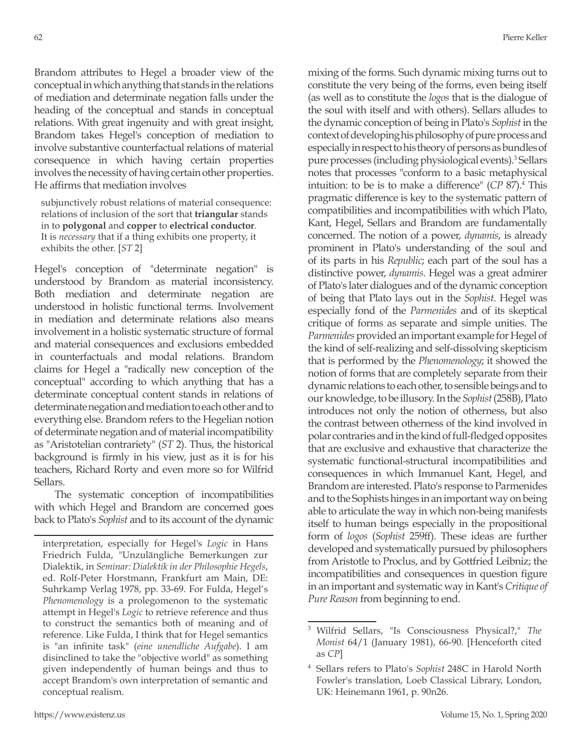Brandom attributes to Hegel a broader view of the conceptual in which anything that stands in the relations of mediation and determinate negation falls under the heading of the conceptual and stands in conceptual relations. With great ingenuity and with great insight, Brandom takes Hegel's conception of mediation to involve substantive counterfactual relations of material consequence in which having certain properties involves the necessity of having certain other properties. He affirms that mediation involves

> subjunctively robust relations of material consequence: relations of inclusion of the sort that **triangular** stands in to **polygonal** and **copper** to **electrical conductor**. It is *necessary* that if a thing exhibits one property, it exhibits the other. [*ST* 2]

Hegel's conception of "determinate negation" is understood by Brandom as material inconsistency. Both mediation and determinate negation are understood in holistic functional terms. Involvement in mediation and determinate relations also means involvement in a holistic systematic structure of formal and material consequences and exclusions embedded in counterfactuals and modal relations. Brandom claims for Hegel a "radically new conception of the conceptual" according to which anything that has a determinate conceptual content stands in relations of determinate negation and mediation to each other and to everything else. Brandom refers to the Hegelian notion of determinate negation and of material incompatibility as "Aristotelian contrariety" (*ST* 2). Thus, the historical background is firmly in his view, just as it is for his teachers, Richard Rorty and even more so for Wilfrid Sellars.

The systematic conception of incompatibilities with which Hegel and Brandom are concerned goes back to Plato's *Sophist* and to its account of the dynamic mixing of the forms. Such dynamic mixing turns out to constitute the very being of the forms, even being itself (as well as to constitute the *logos* that is the dialogue of the soul with itself and with others). Sellars alludes to the dynamic conception of being in Plato's *Sophist* in the context of developing his philosophy of pure process and especially in respect to his theory of persons as bundles of pure processes (including physiological events).[3] Sellars notes that processes "conform to a basic metaphysical intuition: to be is to make a difference" (*CP* 87).[4] This pragmatic difference is key to the systematic pattern of compatibilities and incompatibilities with which Plato, Kant, Hegel, Sellars and Brandom are fundamentally concerned. The notion of a power, *dynamis*, is already prominent in Plato's understanding of the soul and of its parts in his *Republic*; each part of the soul has a distinctive power, *dynamis*. Hegel was a great admirer of Plato's later dialogues and of the dynamic conception of being that Plato lays out in the *Sophist*. Hegel was especially fond of the *Parmenides* and of its skeptical critique of forms as separate and simple unities. The *Parmenides* provided an important example for Hegel of the kind of self-realizing and self-dissolving skepticism that is performed by the *Phenomenology*; it showed the notion of forms that are completely separate from their dynamic relations to each other, to sensible beings and to our knowledge, to be illusory. In the *Sophist* (258B), Plato introduces not only the notion of otherness, but also the contrast between otherness of the kind involved in polar contraries and in the kind of full-fledged opposites that are exclusive and exhaustive that characterize the systematic functional-structural incompatibilities and consequences in which Immanuel Kant, Hegel, and Brandom are interested. Plato's response to Parmenides and to the Sophists hinges in an important way on being able to articulate the way in which non-being manifests itself to human beings especially in the propositional form of *logos* (*Sophist* 259ff). These ideas are further developed and systematically pursued by philosophers from Aristotle to Proclus, and by Gottfried Leibniz; the incompatibilities and consequences in question figure in an important and systematic way in Kant's *Critique of Pure Reason* from beginning to end.

---

interpretation, especially for Hegel's *Logic* in Hans Friedrich Fulda, "Unzulängliche Bemerkungen zur Dialektik, in *Seminar: Dialektik in der Philosophie Hegels*, ed. Rolf-Peter Horstmann, Frankfurt am Main, DE: Suhrkamp Verlag 1978, pp. 33-69. For Fulda, Hegel's *Phenomenology* is a prolegomenon to the systematic attempt in Hegel's *Logic* to retrieve reference and thus to construct the semantics both of meaning and of reference. Like Fulda, I think that for Hegel semantics is "an infinite task" (*eine unendliche Aufgabe*). I am disinclined to take the "objective world" as something given independently of human beings and thus to accept Brandom's own interpretation of semantic and conceptual realism.

[3] Wilfrid Sellars, "Is Consciousness Physical?," *The Monist* 64/1 (January 1981), 66-90. [Henceforth cited as *CP*]

[4] Sellars refers to Plato's *Sophist* 248C in Harold North Fowler's translation, Loeb Classical Library, London, UK: Heinemann 1961, p. 90n26.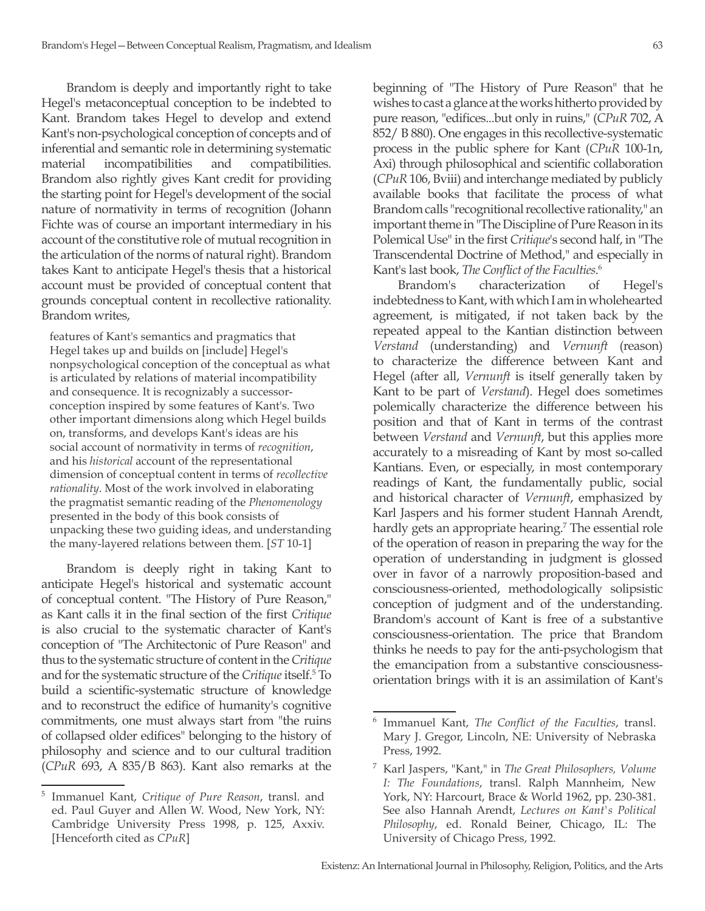Brandom is deeply and importantly right to take Hegel's metaconceptual conception to be indebted to Kant. Brandom takes Hegel to develop and extend Kant's non-psychological conception of concepts and of inferential and semantic role in determining systematic material incompatibilities and compatibilities. Brandom also rightly gives Kant credit for providing the starting point for Hegel's development of the social nature of normativity in terms of recognition (Johann Fichte was of course an important intermediary in his account of the constitutive role of mutual recognition in the articulation of the norms of natural right). Brandom takes Kant to anticipate Hegel's thesis that a historical account must be provided of conceptual content that grounds conceptual content in recollective rationality. Brandom writes,

> features of Kant's semantics and pragmatics that Hegel takes up and builds on [include] Hegel's nonpsychological conception of the conceptual as what is articulated by relations of material incompatibility and consequence. It is recognizably a successor-conception inspired by some features of Kant's. Two other important dimensions along which Hegel builds on, transforms, and develops Kant's ideas are his social account of normativity in terms of *recognition*, and his *historical* account of the representational dimension of conceptual content in terms of *recollective rationality*. Most of the work involved in elaborating the pragmatist semantic reading of the *Phenomenology* presented in the body of this book consists of unpacking these two guiding ideas, and understanding the many-layered relations between them. [*ST* 10-1]

Brandom is deeply right in taking Kant to anticipate Hegel's historical and systematic account of conceptual content. "The History of Pure Reason," as Kant calls it in the final section of the first *Critique* is also crucial to the systematic character of Kant's conception of "The Architectonic of Pure Reason" and thus to the systematic structure of content in the *Critique* and for the systematic structure of the *Critique* itself.[5] To build a scientific-systematic structure of knowledge and to reconstruct the edifice of humanity's cognitive commitments, one must always start from "the ruins of collapsed older edifices" belonging to the history of philosophy and science and to our cultural tradition (*CPuR* 693, A 835/B 863). Kant also remarks at the beginning of "The History of Pure Reason" that he wishes to cast a glance at the works hitherto provided by pure reason, "edifices...but only in ruins," (*CPuR* 702, A 852/ B 880). One engages in this recollective-systematic process in the public sphere for Kant (*CPuR* 100-1n, Axi) through philosophical and scientific collaboration (*CPuR* 106, Bviii) and interchange mediated by publicly available books that facilitate the process of what Brandom calls "recognitional recollective rationality," an important theme in "The Discipline of Pure Reason in its Polemical Use" in the first *Critique*'s second half, in "The Transcendental Doctrine of Method," and especially in Kant's last book, *The Conflict of the Faculties*.[6]

Brandom's characterization of Hegel's indebtedness to Kant, with which I am in wholehearted agreement, is mitigated, if not taken back by the repeated appeal to the Kantian distinction between *Verstand* (understanding) and *Vernunft* (reason) to characterize the difference between Kant and Hegel (after all, *Vernunft* is itself generally taken by Kant to be part of *Verstand*). Hegel does sometimes polemically characterize the difference between his position and that of Kant in terms of the contrast between *Verstand* and *Vernunft*, but this applies more accurately to a misreading of Kant by most so-called Kantians. Even, or especially, in most contemporary readings of Kant, the fundamentally public, social and historical character of *Vernunft*, emphasized by Karl Jaspers and his former student Hannah Arendt, hardly gets an appropriate hearing.[7] The essential role of the operation of reason in preparing the way for the operation of understanding in judgment is glossed over in favor of a narrowly proposition-based and consciousness-oriented, methodologically solipsistic conception of judgment and of the understanding. Brandom's account of Kant is free of a substantive consciousness-orientation. The price that Brandom thinks he needs to pay for the anti-psychologism that the emancipation from a substantive consciousness-orientation brings with it is an assimilation of Kant's

---

[5] Immanuel Kant, *Critique of Pure Reason*, transl. and ed. Paul Guyer and Allen W. Wood, New York, NY: Cambridge University Press 1998, p. 125, Axxiv. [Henceforth cited as *CPuR*]

[6] Immanuel Kant, *The Conflict of the Faculties*, transl. Mary J. Gregor, Lincoln, NE: University of Nebraska Press, 1992.

[7] Karl Jaspers, "Kant," in *The Great Philosophers, Volume I: The Foundations*, transl. Ralph Mannheim, New York, NY: Harcourt, Brace & World 1962, pp. 230-381. See also Hannah Arendt, *Lectures on Kant's Political Philosophy*, ed. Ronald Beiner, Chicago, IL: The University of Chicago Press, 1992.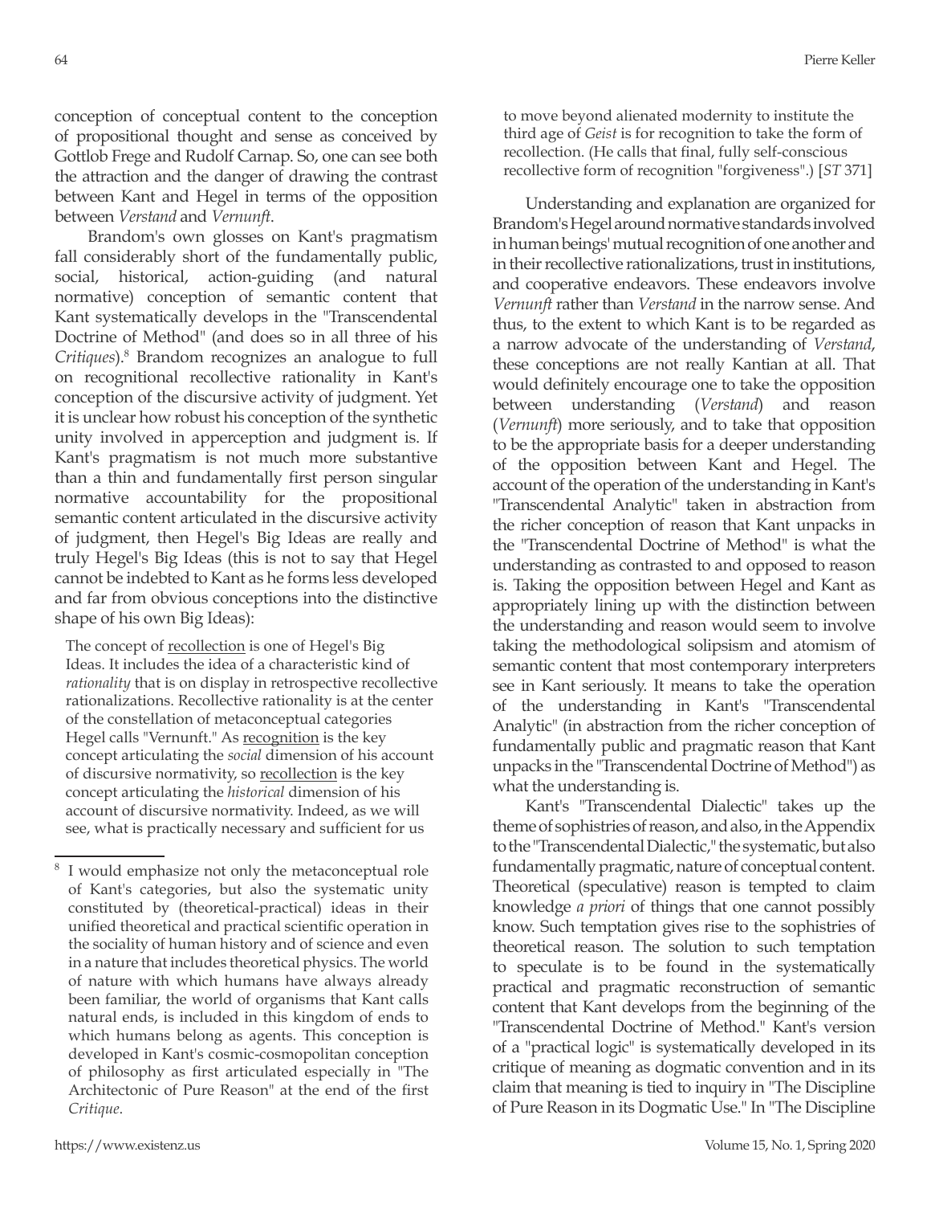conception of conceptual content to the conception of propositional thought and sense as conceived by Gottlob Frege and Rudolf Carnap. So, one can see both the attraction and the danger of drawing the contrast between Kant and Hegel in terms of the opposition between *Verstand* and *Vernunft*.

Brandom's own glosses on Kant's pragmatism fall considerably short of the fundamentally public, social, historical, action-guiding (and natural normative) conception of semantic content that Kant systematically develops in the "Transcendental Doctrine of Method" (and does so in all three of his *Critiques*).[8] Brandom recognizes an analogue to full on recognitional recollective rationality in Kant's conception of the discursive activity of judgment. Yet it is unclear how robust his conception of the synthetic unity involved in apperception and judgment is. If Kant's pragmatism is not much more substantive than a thin and fundamentally first person singular normative accountability for the propositional semantic content articulated in the discursive activity of judgment, then Hegel's Big Ideas are really and truly Hegel's Big Ideas (this is not to say that Hegel cannot be indebted to Kant as he forms less developed and far from obvious conceptions into the distinctive shape of his own Big Ideas):

> The concept of <u>recollection</u> is one of Hegel's Big Ideas. It includes the idea of a characteristic kind of *rationality* that is on display in retrospective recollective rationalizations. Recollective rationality is at the center of the constellation of metaconceptual categories Hegel calls "Vernunft." As <u>recognition</u> is the key concept articulating the *social* dimension of his account of discursive normativity, so <u>recollection</u> is the key concept articulating the *historical* dimension of his account of discursive normativity. Indeed, as we will see, what is practically necessary and sufficient for us to move beyond alienated modernity to institute the third age of *Geist* is for recognition to take the form of recollection. (He calls that final, fully self-conscious recollective form of recognition "forgiveness".) [*ST* 371]

Understanding and explanation are organized for Brandom's Hegel around normative standards involved in human beings' mutual recognition of one another and in their recollective rationalizations, trust in institutions, and cooperative endeavors. These endeavors involve *Vernunft* rather than *Verstand* in the narrow sense. And thus, to the extent to which Kant is to be regarded as a narrow advocate of the understanding of *Verstand*, these conceptions are not really Kantian at all. That would definitely encourage one to take the opposition between understanding (*Verstand*) and reason (*Vernunft*) more seriously, and to take that opposition to be the appropriate basis for a deeper understanding of the opposition between Kant and Hegel. The account of the operation of the understanding in Kant's "Transcendental Analytic" taken in abstraction from the richer conception of reason that Kant unpacks in the "Transcendental Doctrine of Method" is what the understanding as contrasted to and opposed to reason is. Taking the opposition between Hegel and Kant as appropriately lining up with the distinction between the understanding and reason would seem to involve taking the methodological solipsism and atomism of semantic content that most contemporary interpreters see in Kant seriously. It means to take the operation of the understanding in Kant's "Transcendental Analytic" (in abstraction from the richer conception of fundamentally public and pragmatic reason that Kant unpacks in the "Transcendental Doctrine of Method") as what the understanding is.

Kant's "Transcendental Dialectic" takes up the theme of sophistries of reason, and also, in the Appendix to the "Transcendental Dialectic," the systematic, but also fundamentally pragmatic, nature of conceptual content. Theoretical (speculative) reason is tempted to claim knowledge *a priori* of things that one cannot possibly know. Such temptation gives rise to the sophistries of theoretical reason. The solution to such temptation to speculate is to be found in the systematically practical and pragmatic reconstruction of semantic content that Kant develops from the beginning of the "Transcendental Doctrine of Method." Kant's version of a "practical logic" is systematically developed in its critique of meaning as dogmatic convention and in its claim that meaning is tied to inquiry in "The Discipline of Pure Reason in its Dogmatic Use." In "The Discipline

---

[8] I would emphasize not only the metaconceptual role of Kant's categories, but also the systematic unity constituted by (theoretical-practical) ideas in their unified theoretical and practical scientific operation in the sociality of human history and of science and even in a nature that includes theoretical physics. The world of nature with which humans have always already been familiar, the world of organisms that Kant calls natural ends, is included in this kingdom of ends to which humans belong as agents. This conception is developed in Kant's cosmic-cosmopolitan conception of philosophy as first articulated especially in "The Architectonic of Pure Reason" at the end of the first *Critique*.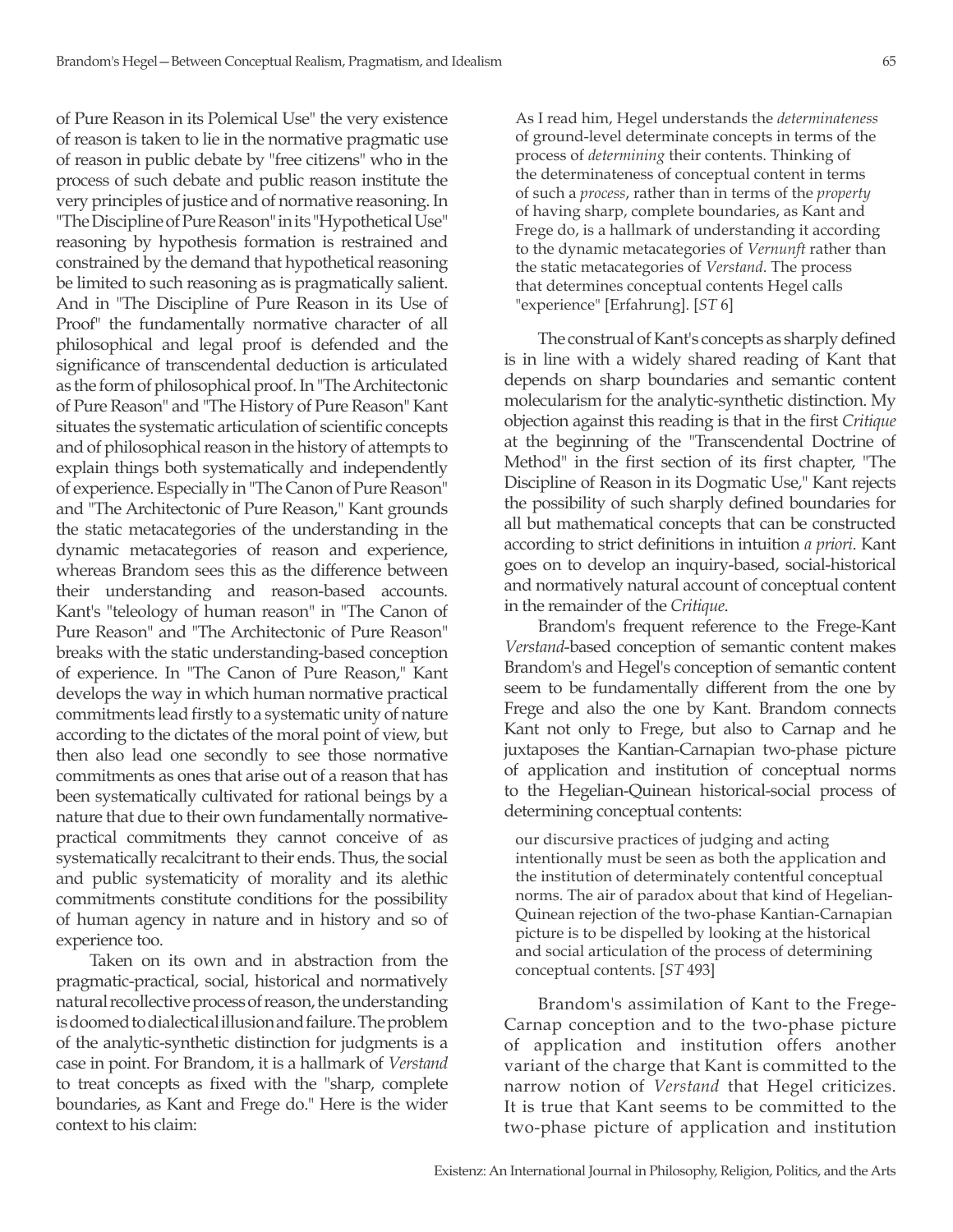of Pure Reason in its Polemical Use" the very existence of reason is taken to lie in the normative pragmatic use of reason in public debate by "free citizens" who in the process of such debate and public reason institute the very principles of justice and of normative reasoning. In "The Discipline of Pure Reason" in its "Hypothetical Use" reasoning by hypothesis formation is restrained and constrained by the demand that hypothetical reasoning be limited to such reasoning as is pragmatically salient. And in "The Discipline of Pure Reason in its Use of Proof" the fundamentally normative character of all philosophical and legal proof is defended and the significance of transcendental deduction is articulated as the form of philosophical proof. In "The Architectonic of Pure Reason" and "The History of Pure Reason" Kant situates the systematic articulation of scientific concepts and of philosophical reason in the history of attempts to explain things both systematically and independently of experience. Especially in "The Canon of Pure Reason" and "The Architectonic of Pure Reason," Kant grounds the static metacategories of the understanding in the dynamic metacategories of reason and experience, whereas Brandom sees this as the difference between their understanding and reason-based accounts. Kant's "teleology of human reason" in "The Canon of Pure Reason" and "The Architectonic of Pure Reason" breaks with the static understanding-based conception of experience. In "The Canon of Pure Reason," Kant develops the way in which human normative practical commitments lead firstly to a systematic unity of nature according to the dictates of the moral point of view, but then also lead one secondly to see those normative commitments as ones that arise out of a reason that has been systematically cultivated for rational beings by a nature that due to their own fundamentally normative-practical commitments they cannot conceive of as systematically recalcitrant to their ends. Thus, the social and public systematicity of morality and its alethic commitments constitute conditions for the possibility of human agency in nature and in history and so of experience too.

Taken on its own and in abstraction from the pragmatic-practical, social, historical and normatively natural recollective process of reason, the understanding is doomed to dialectical illusion and failure. The problem of the analytic-synthetic distinction for judgments is a case in point. For Brandom, it is a hallmark of *Verstand* to treat concepts as fixed with the "sharp, complete boundaries, as Kant and Frege do." Here is the wider context to his claim:

> As I read him, Hegel understands the *determinateness* of ground-level determinate concepts in terms of the process of *determining* their contents. Thinking of the determinateness of conceptual content in terms of such a *process*, rather than in terms of the *property* of having sharp, complete boundaries, as Kant and Frege do, is a hallmark of understanding it according to the dynamic metacategories of *Vernunft* rather than the static metacategories of *Verstand*. The process that determines conceptual contents Hegel calls "experience" [Erfahrung]. [*ST* 6]

The construal of Kant's concepts as sharply defined is in line with a widely shared reading of Kant that depends on sharp boundaries and semantic content molecularism for the analytic-synthetic distinction. My objection against this reading is that in the first *Critique* at the beginning of the "Transcendental Doctrine of Method" in the first section of its first chapter, "The Discipline of Reason in its Dogmatic Use," Kant rejects the possibility of such sharply defined boundaries for all but mathematical concepts that can be constructed according to strict definitions in intuition *a priori*. Kant goes on to develop an inquiry-based, social-historical and normatively natural account of conceptual content in the remainder of the *Critique*.

Brandom's frequent reference to the Frege-Kant *Verstand*-based conception of semantic content makes Brandom's and Hegel's conception of semantic content seem to be fundamentally different from the one by Frege and also the one by Kant. Brandom connects Kant not only to Frege, but also to Carnap and he juxtaposes the Kantian-Carnapian two-phase picture of application and institution of conceptual norms to the Hegelian-Quinean historical-social process of determining conceptual contents:

> our discursive practices of judging and acting intentionally must be seen as both the application and the institution of determinately contentful conceptual norms. The air of paradox about that kind of Hegelian-Quinean rejection of the two-phase Kantian-Carnapian picture is to be dispelled by looking at the historical and social articulation of the process of determining conceptual contents. [*ST* 493]

Brandom's assimilation of Kant to the Frege-Carnap conception and to the two-phase picture of application and institution offers another variant of the charge that Kant is committed to the narrow notion of *Verstand* that Hegel criticizes. It is true that Kant seems to be committed to the two-phase picture of application and institution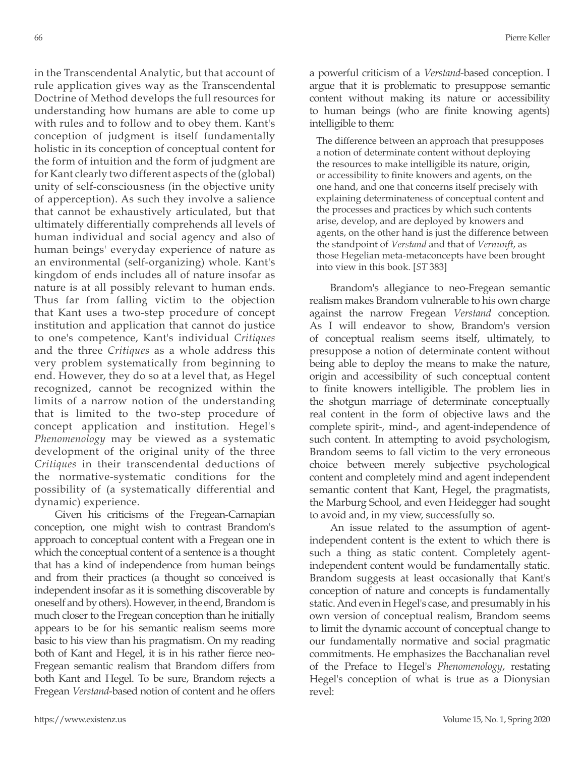in the Transcendental Analytic, but that account of rule application gives way as the Transcendental Doctrine of Method develops the full resources for understanding how humans are able to come up with rules and to follow and to obey them. Kant's conception of judgment is itself fundamentally holistic in its conception of conceptual content for the form of intuition and the form of judgment are for Kant clearly two different aspects of the (global) unity of self-consciousness (in the objective unity of apperception). As such they involve a salience that cannot be exhaustively articulated, but that ultimately differentially comprehends all levels of human individual and social agency and also of human beings' everyday experience of nature as an environmental (self-organizing) whole. Kant's kingdom of ends includes all of nature insofar as nature is at all possibly relevant to human ends. Thus far from falling victim to the objection that Kant uses a two-step procedure of concept institution and application that cannot do justice to one's competence, Kant's individual *Critiques* and the three *Critiques* as a whole address this very problem systematically from beginning to end. However, they do so at a level that, as Hegel recognized, cannot be recognized within the limits of a narrow notion of the understanding that is limited to the two-step procedure of concept application and institution. Hegel's *Phenomenology* may be viewed as a systematic development of the original unity of the three *Critiques* in their transcendental deductions of the normative-systematic conditions for the possibility of (a systematically differential and dynamic) experience.

Given his criticisms of the Fregean-Carnapian conception, one might wish to contrast Brandom's approach to conceptual content with a Fregean one in which the conceptual content of a sentence is a thought that has a kind of independence from human beings and from their practices (a thought so conceived is independent insofar as it is something discoverable by oneself and by others). However, in the end, Brandom is much closer to the Fregean conception than he initially appears to be for his semantic realism seems more basic to his view than his pragmatism. On my reading both of Kant and Hegel, it is in his rather fierce neo-Fregean semantic realism that Brandom differs from both Kant and Hegel. To be sure, Brandom rejects a Fregean *Verstand*-based notion of content and he offers a powerful criticism of a *Verstand*-based conception. I argue that it is problematic to presuppose semantic content without making its nature or accessibility to human beings (who are finite knowing agents) intelligible to them:

> The difference between an approach that presupposes a notion of determinate content without deploying the resources to make intelligible its nature, origin, or accessibility to finite knowers and agents, on the one hand, and one that concerns itself precisely with explaining determinateness of conceptual content and the processes and practices by which such contents arise, develop, and are deployed by knowers and agents, on the other hand is just the difference between the standpoint of *Verstand* and that of *Vernunft*, as those Hegelian meta-metaconcepts have been brought into view in this book. [*ST* 383]

Brandom's allegiance to neo-Fregean semantic realism makes Brandom vulnerable to his own charge against the narrow Fregean *Verstand* conception. As I will endeavor to show, Brandom's version of conceptual realism seems itself, ultimately, to presuppose a notion of determinate content without being able to deploy the means to make the nature, origin and accessibility of such conceptual content to finite knowers intelligible. The problem lies in the shotgun marriage of determinate conceptually real content in the form of objective laws and the complete spirit-, mind-, and agent-independence of such content. In attempting to avoid psychologism, Brandom seems to fall victim to the very erroneous choice between merely subjective psychological content and completely mind and agent independent semantic content that Kant, Hegel, the pragmatists, the Marburg School, and even Heidegger had sought to avoid and, in my view, successfully so.

An issue related to the assumption of agent-independent content is the extent to which there is such a thing as static content. Completely agent-independent content would be fundamentally static. Brandom suggests at least occasionally that Kant's conception of nature and concepts is fundamentally static. And even in Hegel's case, and presumably in his own version of conceptual realism, Brandom seems to limit the dynamic account of conceptual change to our fundamentally normative and social pragmatic commitments. He emphasizes the Bacchanalian revel of the Preface to Hegel's *Phenomenology*, restating Hegel's conception of what is true as a Dionysian revel: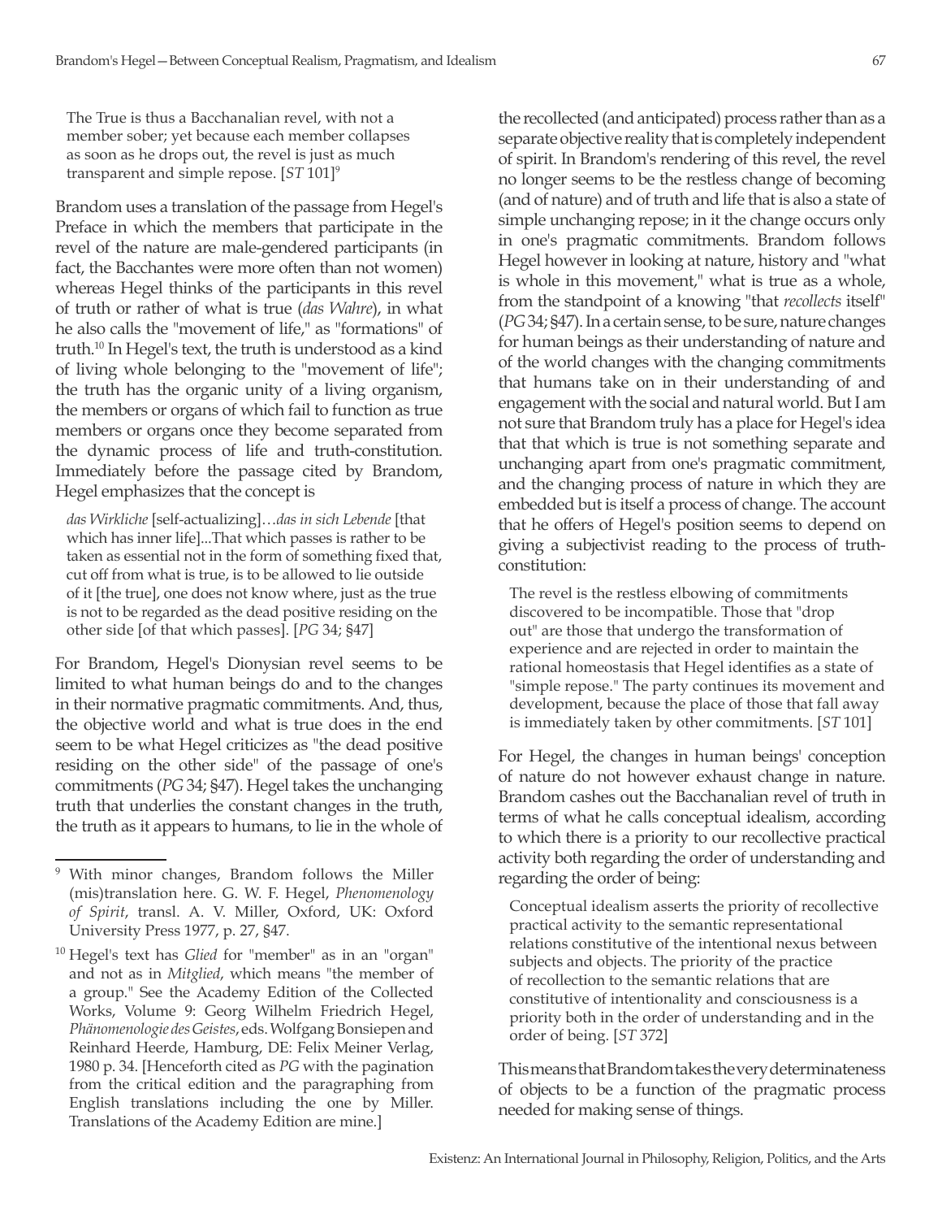> The True is thus a Bacchanalian revel, with not a member sober; yet because each member collapses as soon as he drops out, the revel is just as much transparent and simple repose. [*ST* 101][9]

Brandom uses a translation of the passage from Hegel's Preface in which the members that participate in the revel of the nature are male-gendered participants (in fact, the Bacchantes were more often than not women) whereas Hegel thinks of the participants in this revel of truth or rather of what is true (*das Wahre*), in what he also calls the "movement of life," as "formations" of truth.[10] In Hegel's text, the truth is understood as a kind of living whole belonging to the "movement of life"; the truth has the organic unity of a living organism, the members or organs of which fail to function as true members or organs once they become separated from the dynamic process of life and truth-constitution. Immediately before the passage cited by Brandom, Hegel emphasizes that the concept is

> *das Wirkliche* [self-actualizing]…*das in sich Lebende* [that which has inner life]...That which passes is rather to be taken as essential not in the form of something fixed that, cut off from what is true, is to be allowed to lie outside of it [the true], one does not know where, just as the true is not to be regarded as the dead positive residing on the other side [of that which passes]. [*PG* 34; §47]

For Brandom, Hegel's Dionysian revel seems to be limited to what human beings do and to the changes in their normative pragmatic commitments. And, thus, the objective world and what is true does in the end seem to be what Hegel criticizes as "the dead positive residing on the other side" of the passage of one's commitments (*PG* 34; §47). Hegel takes the unchanging truth that underlies the constant changes in the truth, the truth as it appears to humans, to lie in the whole of the recollected (and anticipated) process rather than as a separate objective reality that is completely independent of spirit. In Brandom's rendering of this revel, the revel no longer seems to be the restless change of becoming (and of nature) and of truth and life that is also a state of simple unchanging repose; in it the change occurs only in one's pragmatic commitments. Brandom follows Hegel however in looking at nature, history and "what is whole in this movement," what is true as a whole, from the standpoint of a knowing "that *recollects* itself" (*PG* 34; §47). In a certain sense, to be sure, nature changes for human beings as their understanding of nature and of the world changes with the changing commitments that humans take on in their understanding of and engagement with the social and natural world. But I am not sure that Brandom truly has a place for Hegel's idea that that which is true is not something separate and unchanging apart from one's pragmatic commitment, and the changing process of nature in which they are embedded but is itself a process of change. The account that he offers of Hegel's position seems to depend on giving a subjectivist reading to the process of truth-constitution:

> The revel is the restless elbowing of commitments discovered to be incompatible. Those that "drop out" are those that undergo the transformation of experience and are rejected in order to maintain the rational homeostasis that Hegel identifies as a state of "simple repose." The party continues its movement and development, because the place of those that fall away is immediately taken by other commitments. [*ST* 101]

For Hegel, the changes in human beings' conception of nature do not however exhaust change in nature. Brandom cashes out the Bacchanalian revel of truth in terms of what he calls conceptual idealism, according to which there is a priority to our recollective practical activity both regarding the order of understanding and regarding the order of being:

> Conceptual idealism asserts the priority of recollective practical activity to the semantic representational relations constitutive of the intentional nexus between subjects and objects. The priority of the practice of recollection to the semantic relations that are constitutive of intentionality and consciousness is a priority both in the order of understanding and in the order of being. [*ST* 372]

This means that Brandom takes the very determinateness of objects to be a function of the pragmatic process needed for making sense of things.

---

[9] With minor changes, Brandom follows the Miller (mis)translation here. G. W. F. Hegel, *Phenomenology of Spirit*, transl. A. V. Miller, Oxford, UK: Oxford University Press 1977, p. 27, §47.

[10] Hegel's text has *Glied* for "member" as in an "organ" and not as in *Mitglied*, which means "the member of a group." See the Academy Edition of the Collected Works, Volume 9: Georg Wilhelm Friedrich Hegel, *Phänomenologie des Geistes*, eds. Wolfgang Bonsiepen and Reinhard Heerde, Hamburg, DE: Felix Meiner Verlag, 1980 p. 34. [Henceforth cited as *PG* with the pagination from the critical edition and the paragraphing from English translations including the one by Miller. Translations of the Academy Edition are mine.]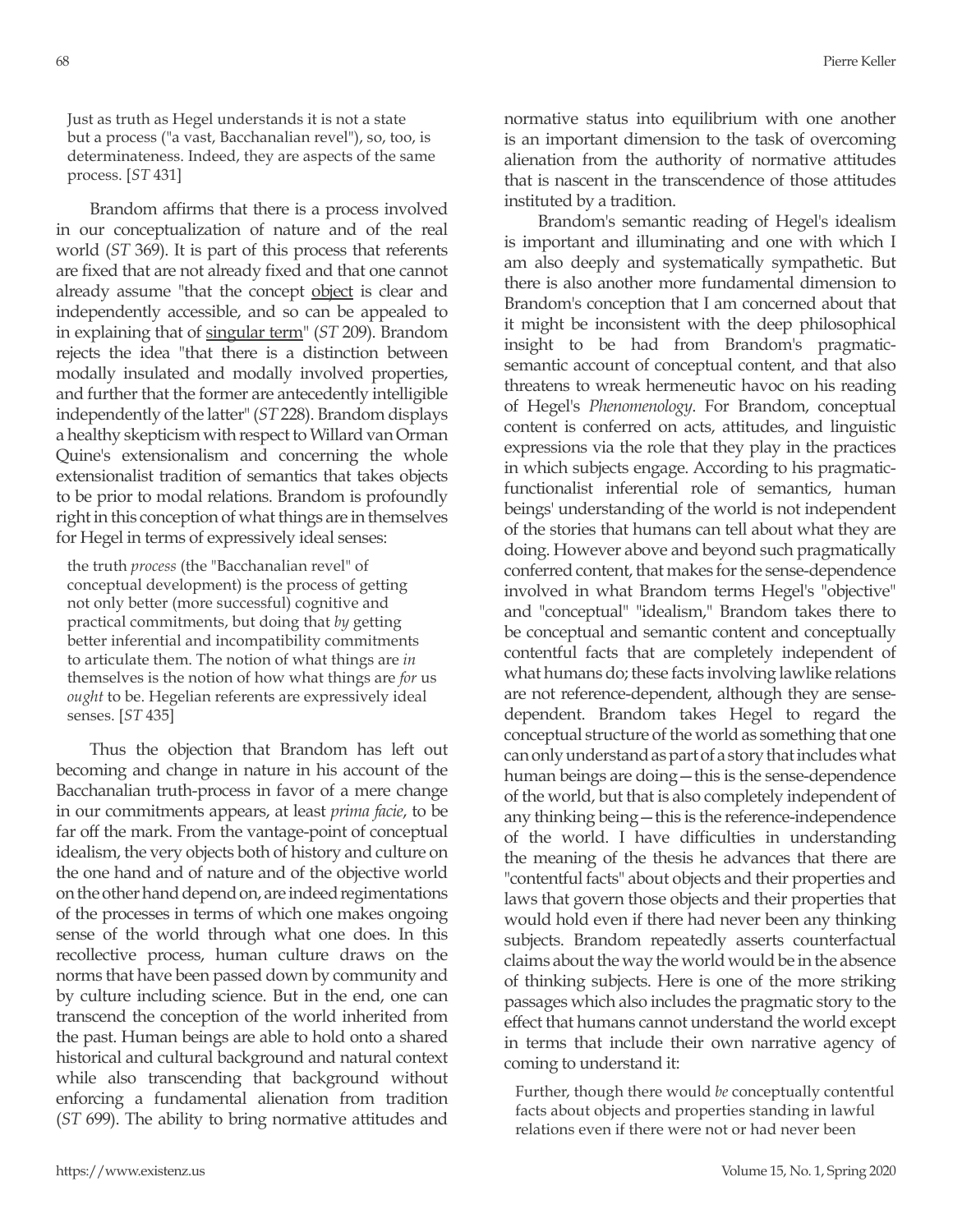> Just as truth as Hegel understands it is not a state but a process ("a vast, Bacchanalian revel"), so, too, is determinateness. Indeed, they are aspects of the same process. [*ST* 431]

Brandom affirms that there is a process involved in our conceptualization of nature and of the real world (*ST* 369). It is part of this process that referents are fixed that are not already fixed and that one cannot already assume "that the concept object is clear and independently accessible, and so can be appealed to in explaining that of singular term" (*ST* 209). Brandom rejects the idea "that there is a distinction between modally insulated and modally involved properties, and further that the former are antecedently intelligible independently of the latter" (*ST* 228). Brandom displays a healthy skepticism with respect to Willard van Orman Quine's extensionalism and concerning the whole extensionalist tradition of semantics that takes objects to be prior to modal relations. Brandom is profoundly right in this conception of what things are in themselves for Hegel in terms of expressively ideal senses:

> the truth *process* (the "Bacchanalian revel" of conceptual development) is the process of getting not only better (more successful) cognitive and practical commitments, but doing that *by* getting better inferential and incompatibility commitments to articulate them. The notion of what things are *in* themselves is the notion of how what things are *for* us *ought* to be. Hegelian referents are expressively ideal senses. [*ST* 435]

Thus the objection that Brandom has left out becoming and change in nature in his account of the Bacchanalian truth-process in favor of a mere change in our commitments appears, at least *prima facie*, to be far off the mark. From the vantage-point of conceptual idealism, the very objects both of history and culture on the one hand and of nature and of the objective world on the other hand depend on, are indeed regimentations of the processes in terms of which one makes ongoing sense of the world through what one does. In this recollective process, human culture draws on the norms that have been passed down by community and by culture including science. But in the end, one can transcend the conception of the world inherited from the past. Human beings are able to hold onto a shared historical and cultural background and natural context while also transcending that background without enforcing a fundamental alienation from tradition (*ST* 699). The ability to bring normative attitudes and normative status into equilibrium with one another is an important dimension to the task of overcoming alienation from the authority of normative attitudes that is nascent in the transcendence of those attitudes instituted by a tradition.

Brandom's semantic reading of Hegel's idealism is important and illuminating and one with which I am also deeply and systematically sympathetic. But there is also another more fundamental dimension to Brandom's conception that I am concerned about that it might be inconsistent with the deep philosophical insight to be had from Brandom's pragmatic-semantic account of conceptual content, and that also threatens to wreak hermeneutic havoc on his reading of Hegel's *Phenomenology*. For Brandom, conceptual content is conferred on acts, attitudes, and linguistic expressions via the role that they play in the practices in which subjects engage. According to his pragmatic-functionalist inferential role of semantics, human beings' understanding of the world is not independent of the stories that humans can tell about what they are doing. However above and beyond such pragmatically conferred content, that makes for the sense-dependence involved in what Brandom terms Hegel's "objective" and "conceptual" "idealism," Brandom takes there to be conceptual and semantic content and conceptually contentful facts that are completely independent of what humans do; these facts involving lawlike relations are not reference-dependent, although they are sense-dependent. Brandom takes Hegel to regard the conceptual structure of the world as something that one can only understand as part of a story that includes what human beings are doing—this is the sense-dependence of the world, but that is also completely independent of any thinking being—this is the reference-independence of the world. I have difficulties in understanding the meaning of the thesis he advances that there are "contentful facts" about objects and their properties and laws that govern those objects and their properties that would hold even if there had never been any thinking subjects. Brandom repeatedly asserts counterfactual claims about the way the world would be in the absence of thinking subjects. Here is one of the more striking passages which also includes the pragmatic story to the effect that humans cannot understand the world except in terms that include their own narrative agency of coming to understand it:

> Further, though there would *be* conceptually contentful facts about objects and properties standing in lawful relations even if there were not or had never been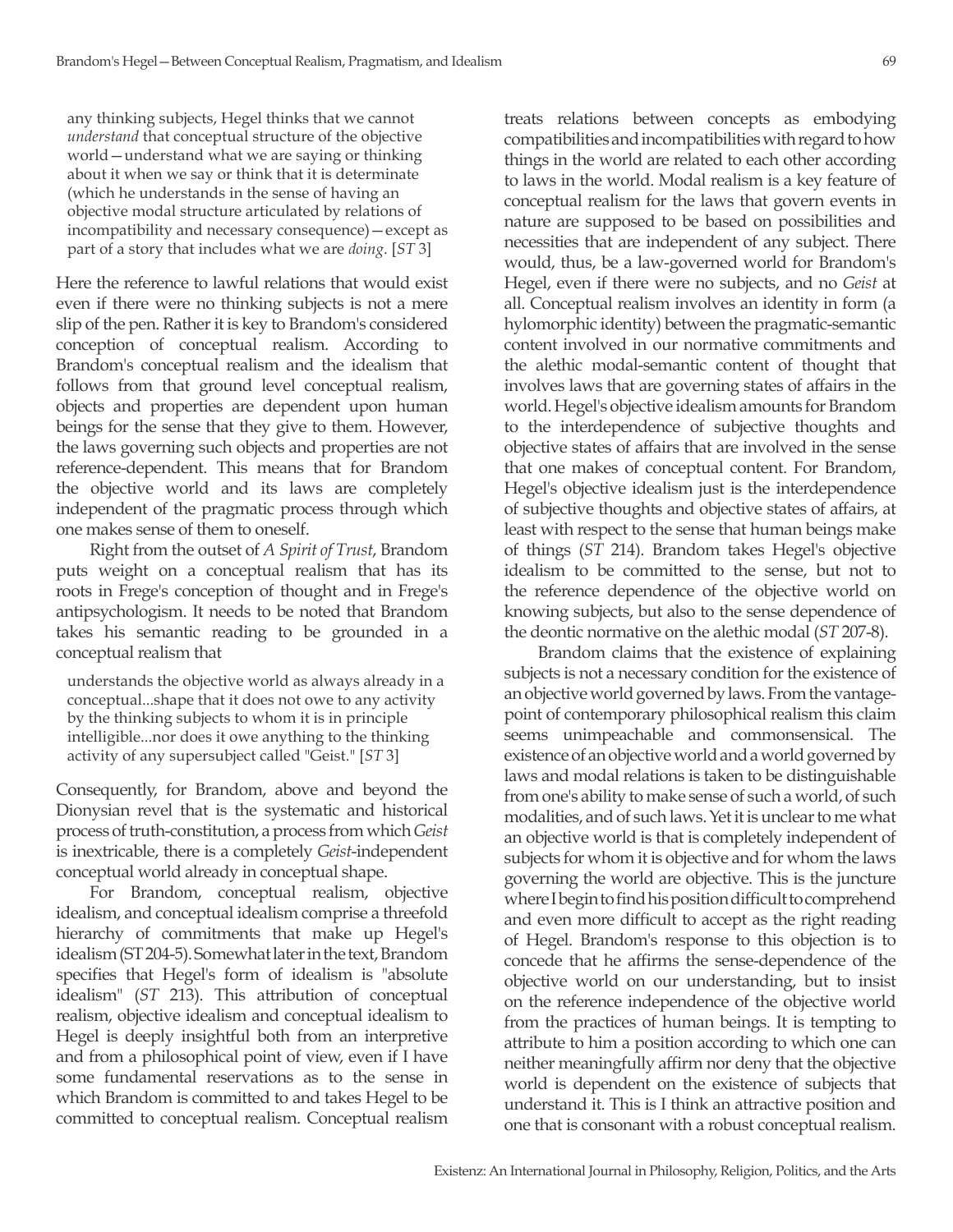> any thinking subjects, Hegel thinks that we cannot *understand* that conceptual structure of the objective world—understand what we are saying or thinking about it when we say or think that it is determinate (which he understands in the sense of having an objective modal structure articulated by relations of incompatibility and necessary consequence)—except as part of a story that includes what we are *doing*. [*ST* 3]

Here the reference to lawful relations that would exist even if there were no thinking subjects is not a mere slip of the pen. Rather it is key to Brandom's considered conception of conceptual realism. According to Brandom's conceptual realism and the idealism that follows from that ground level conceptual realism, objects and properties are dependent upon human beings for the sense that they give to them. However, the laws governing such objects and properties are not reference-dependent. This means that for Brandom the objective world and its laws are completely independent of the pragmatic process through which one makes sense of them to oneself.

Right from the outset of *A Spirit of Trust*, Brandom puts weight on a conceptual realism that has its roots in Frege's conception of thought and in Frege's antipsychologism. It needs to be noted that Brandom takes his semantic reading to be grounded in a conceptual realism that

> understands the objective world as always already in a conceptual...shape that it does not owe to any activity by the thinking subjects to whom it is in principle intelligible...nor does it owe anything to the thinking activity of any supersubject called "Geist." [*ST* 3]

Consequently, for Brandom, above and beyond the Dionysian revel that is the systematic and historical process of truth-constitution, a process from which *Geist* is inextricable, there is a completely *Geist*-independent conceptual world already in conceptual shape.

For Brandom, conceptual realism, objective idealism, and conceptual idealism comprise a threefold hierarchy of commitments that make up Hegel's idealism (ST 204-5). Somewhat later in the text, Brandom specifies that Hegel's form of idealism is "absolute idealism" (*ST* 213). This attribution of conceptual realism, objective idealism and conceptual idealism to Hegel is deeply insightful both from an interpretive and from a philosophical point of view, even if I have some fundamental reservations as to the sense in which Brandom is committed to and takes Hegel to be committed to conceptual realism. Conceptual realism treats relations between concepts as embodying compatibilities and incompatibilities with regard to how things in the world are related to each other according to laws in the world. Modal realism is a key feature of conceptual realism for the laws that govern events in nature are supposed to be based on possibilities and necessities that are independent of any subject. There would, thus, be a law-governed world for Brandom's Hegel, even if there were no subjects, and no *Geist* at all. Conceptual realism involves an identity in form (a hylomorphic identity) between the pragmatic-semantic content involved in our normative commitments and the alethic modal-semantic content of thought that involves laws that are governing states of affairs in the world. Hegel's objective idealism amounts for Brandom to the interdependence of subjective thoughts and objective states of affairs that are involved in the sense that one makes of conceptual content. For Brandom, Hegel's objective idealism just is the interdependence of subjective thoughts and objective states of affairs, at least with respect to the sense that human beings make of things (*ST* 214). Brandom takes Hegel's objective idealism to be committed to the sense, but not to the reference dependence of the objective world on knowing subjects, but also to the sense dependence of the deontic normative on the alethic modal (*ST* 207-8).

Brandom claims that the existence of explaining subjects is not a necessary condition for the existence of an objective world governed by laws. From the vantage-point of contemporary philosophical realism this claim seems unimpeachable and commonsensical. The existence of an objective world and a world governed by laws and modal relations is taken to be distinguishable from one's ability to make sense of such a world, of such modalities, and of such laws. Yet it is unclear to me what an objective world is that is completely independent of subjects for whom it is objective and for whom the laws governing the world are objective. This is the juncture where I begin to find his position difficult to comprehend and even more difficult to accept as the right reading of Hegel. Brandom's response to this objection is to concede that he affirms the sense-dependence of the objective world on our understanding, but to insist on the reference independence of the objective world from the practices of human beings. It is tempting to attribute to him a position according to which one can neither meaningfully affirm nor deny that the objective world is dependent on the existence of subjects that understand it. This is I think an attractive position and one that is consonant with a robust conceptual realism.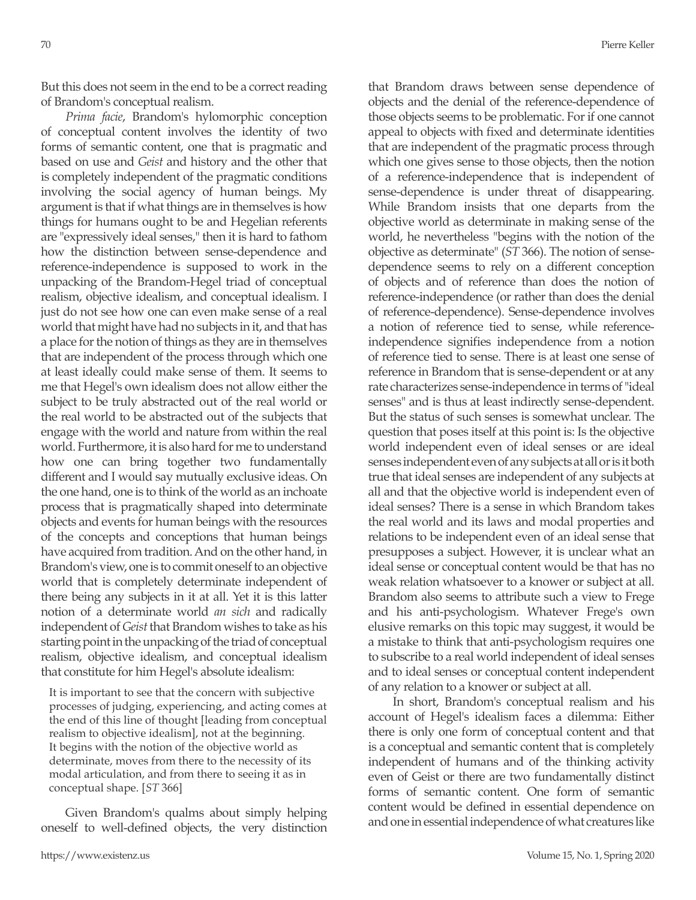But this does not seem in the end to be a correct reading of Brandom's conceptual realism.

*Prima facie*, Brandom's hylomorphic conception of conceptual content involves the identity of two forms of semantic content, one that is pragmatic and based on use and *Geist* and history and the other that is completely independent of the pragmatic conditions involving the social agency of human beings. My argument is that if what things are in themselves is how things for humans ought to be and Hegelian referents are "expressively ideal senses," then it is hard to fathom how the distinction between sense-dependence and reference-independence is supposed to work in the unpacking of the Brandom-Hegel triad of conceptual realism, objective idealism, and conceptual idealism. I just do not see how one can even make sense of a real world that might have had no subjects in it, and that has a place for the notion of things as they are in themselves that are independent of the process through which one at least ideally could make sense of them. It seems to me that Hegel's own idealism does not allow either the subject to be truly abstracted out of the real world or the real world to be abstracted out of the subjects that engage with the world and nature from within the real world. Furthermore, it is also hard for me to understand how one can bring together two fundamentally different and I would say mutually exclusive ideas. On the one hand, one is to think of the world as an inchoate process that is pragmatically shaped into determinate objects and events for human beings with the resources of the concepts and conceptions that human beings have acquired from tradition. And on the other hand, in Brandom's view, one is to commit oneself to an objective world that is completely determinate independent of there being any subjects in it at all. Yet it is this latter notion of a determinate world *an sich* and radically independent of *Geist* that Brandom wishes to take as his starting point in the unpacking of the triad of conceptual realism, objective idealism, and conceptual idealism that constitute for him Hegel's absolute idealism:

> It is important to see that the concern with subjective processes of judging, experiencing, and acting comes at the end of this line of thought [leading from conceptual realism to objective idealism], not at the beginning. It begins with the notion of the objective world as determinate, moves from there to the necessity of its modal articulation, and from there to seeing it as in conceptual shape. [*ST* 366]

Given Brandom's qualms about simply helping oneself to well-defined objects, the very distinction that Brandom draws between sense dependence of objects and the denial of the reference-dependence of those objects seems to be problematic. For if one cannot appeal to objects with fixed and determinate identities that are independent of the pragmatic process through which one gives sense to those objects, then the notion of a reference-independence that is independent of sense-dependence is under threat of disappearing. While Brandom insists that one departs from the objective world as determinate in making sense of the world, he nevertheless "begins with the notion of the objective as determinate" (*ST* 366). The notion of sense-dependence seems to rely on a different conception of objects and of reference than does the notion of reference-independence (or rather than does the denial of reference-dependence). Sense-dependence involves a notion of reference tied to sense, while reference-independence signifies independence from a notion of reference tied to sense. There is at least one sense of reference in Brandom that is sense-dependent or at any rate characterizes sense-independence in terms of "ideal senses" and is thus at least indirectly sense-dependent. But the status of such senses is somewhat unclear. The question that poses itself at this point is: Is the objective world independent even of ideal senses or are ideal senses independent even of any subjects at all or is it both true that ideal senses are independent of any subjects at all and that the objective world is independent even of ideal senses? There is a sense in which Brandom takes the real world and its laws and modal properties and relations to be independent even of an ideal sense that presupposes a subject. However, it is unclear what an ideal sense or conceptual content would be that has no weak relation whatsoever to a knower or subject at all. Brandom also seems to attribute such a view to Frege and his anti-psychologism. Whatever Frege's own elusive remarks on this topic may suggest, it would be a mistake to think that anti-psychologism requires one to subscribe to a real world independent of ideal senses and to ideal senses or conceptual content independent of any relation to a knower or subject at all.

In short, Brandom's conceptual realism and his account of Hegel's idealism faces a dilemma: Either there is only one form of conceptual content and that is a conceptual and semantic content that is completely independent of humans and of the thinking activity even of Geist or there are two fundamentally distinct forms of semantic content. One form of semantic content would be defined in essential dependence on and one in essential independence of what creatures like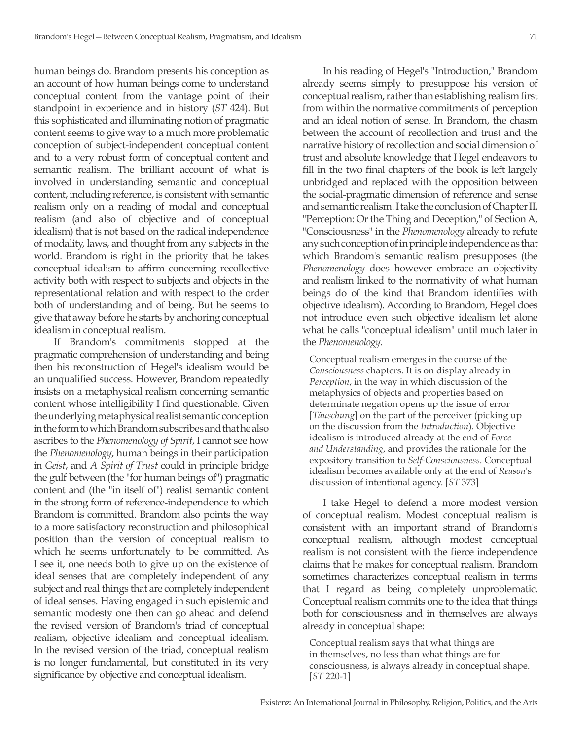human beings do. Brandom presents his conception as an account of how human beings come to understand conceptual content from the vantage point of their standpoint in experience and in history (*ST* 424). But this sophisticated and illuminating notion of pragmatic content seems to give way to a much more problematic conception of subject-independent conceptual content and to a very robust form of conceptual content and semantic realism. The brilliant account of what is involved in understanding semantic and conceptual content, including reference, is consistent with semantic realism only on a reading of modal and conceptual realism (and also of objective and of conceptual idealism) that is not based on the radical independence of modality, laws, and thought from any subjects in the world. Brandom is right in the priority that he takes conceptual idealism to affirm concerning recollective activity both with respect to subjects and objects in the representational relation and with respect to the order both of understanding and of being. But he seems to give that away before he starts by anchoring conceptual idealism in conceptual realism.

If Brandom's commitments stopped at the pragmatic comprehension of understanding and being then his reconstruction of Hegel's idealism would be an unqualified success. However, Brandom repeatedly insists on a metaphysical realism concerning semantic content whose intelligibility I find questionable. Given the underlying metaphysical realist semantic conception in the form to which Brandom subscribes and that he also ascribes to the *Phenomenology of Spirit*, I cannot see how the *Phenomenology*, human beings in their participation in *Geist*, and *A Spirit of Trust* could in principle bridge the gulf between (the "for human beings of") pragmatic content and (the "in itself of") realist semantic content in the strong form of reference-independence to which Brandom is committed. Brandom also points the way to a more satisfactory reconstruction and philosophical position than the version of conceptual realism to which he seems unfortunately to be committed. As I see it, one needs both to give up on the existence of ideal senses that are completely independent of any subject and real things that are completely independent of ideal senses. Having engaged in such epistemic and semantic modesty one then can go ahead and defend the revised version of Brandom's triad of conceptual realism, objective idealism and conceptual idealism. In the revised version of the triad, conceptual realism is no longer fundamental, but constituted in its very significance by objective and conceptual idealism.

In his reading of Hegel's "Introduction," Brandom already seems simply to presuppose his version of conceptual realism, rather than establishing realism first from within the normative commitments of perception and an ideal notion of sense. In Brandom, the chasm between the account of recollection and trust and the narrative history of recollection and social dimension of trust and absolute knowledge that Hegel endeavors to fill in the two final chapters of the book is left largely unbridged and replaced with the opposition between the social-pragmatic dimension of reference and sense and semantic realism. I take the conclusion of Chapter II, "Perception: Or the Thing and Deception," of Section A, "Consciousness" in the *Phenomenology* already to refute any such conception of in principle independence as that which Brandom's semantic realism presupposes (the *Phenomenology* does however embrace an objectivity and realism linked to the normativity of what human beings do of the kind that Brandom identifies with objective idealism). According to Brandom, Hegel does not introduce even such objective idealism let alone what he calls "conceptual idealism" until much later in the *Phenomenology*.

> Conceptual realism emerges in the course of the *Consciousness* chapters. It is on display already in *Perception*, in the way in which discussion of the metaphysics of objects and properties based on determinate negation opens up the issue of error [*Täuschung*] on the part of the perceiver (picking up on the discussion from the *Introduction*). Objective idealism is introduced already at the end of *Force and Understanding*, and provides the rationale for the expository transition to *Self-Consciousness*. Conceptual idealism becomes available only at the end of *Reason*'s discussion of intentional agency. [*ST* 373]

I take Hegel to defend a more modest version of conceptual realism. Modest conceptual realism is consistent with an important strand of Brandom's conceptual realism, although modest conceptual realism is not consistent with the fierce independence claims that he makes for conceptual realism. Brandom sometimes characterizes conceptual realism in terms that I regard as being completely unproblematic. Conceptual realism commits one to the idea that things both for consciousness and in themselves are always already in conceptual shape:

> Conceptual realism says that what things are in themselves, no less than what things are for consciousness, is always already in conceptual shape. [*ST* 220-1]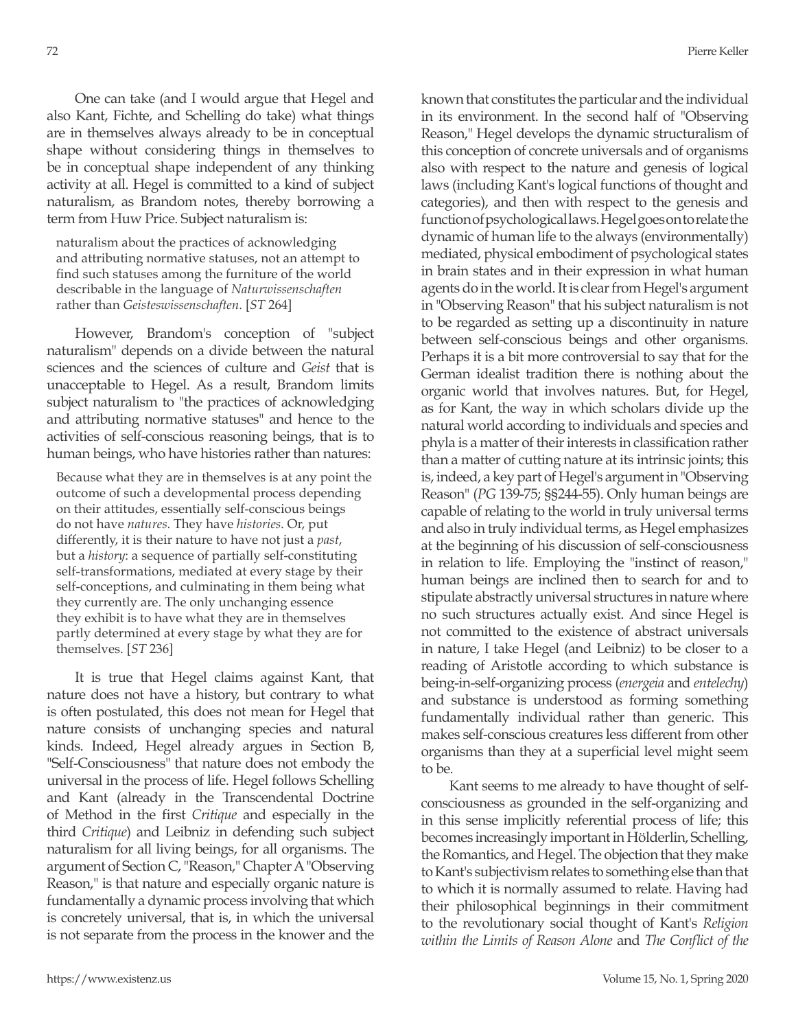One can take (and I would argue that Hegel and also Kant, Fichte, and Schelling do take) what things are in themselves always already to be in conceptual shape without considering things in themselves to be in conceptual shape independent of any thinking activity at all. Hegel is committed to a kind of subject naturalism, as Brandom notes, thereby borrowing a term from Huw Price. Subject naturalism is:

> naturalism about the practices of acknowledging and attributing normative statuses, not an attempt to find such statuses among the furniture of the world describable in the language of *Naturwissenschaften* rather than *Geisteswissenschaften*. [*ST* 264]

However, Brandom's conception of "subject naturalism" depends on a divide between the natural sciences and the sciences of culture and *Geist* that is unacceptable to Hegel. As a result, Brandom limits subject naturalism to "the practices of acknowledging and attributing normative statuses" and hence to the activities of self-conscious reasoning beings, that is to human beings, who have histories rather than natures:

> Because what they are in themselves is at any point the outcome of such a developmental process depending on their attitudes, essentially self-conscious beings do not have *natures*. They have *histories*. Or, put differently, it is their nature to have not just a *past*, but a *history*: a sequence of partially self-constituting self-transformations, mediated at every stage by their self-conceptions, and culminating in them being what they currently are. The only unchanging essence they exhibit is to have what they are in themselves partly determined at every stage by what they are for themselves. [*ST* 236]

It is true that Hegel claims against Kant, that nature does not have a history, but contrary to what is often postulated, this does not mean for Hegel that nature consists of unchanging species and natural kinds. Indeed, Hegel already argues in Section B, "Self-Consciousness" that nature does not embody the universal in the process of life. Hegel follows Schelling and Kant (already in the Transcendental Doctrine of Method in the first *Critique* and especially in the third *Critique*) and Leibniz in defending such subject naturalism for all living beings, for all organisms. The argument of Section C, "Reason," Chapter A "Observing Reason," is that nature and especially organic nature is fundamentally a dynamic process involving that which is concretely universal, that is, in which the universal is not separate from the process in the knower and the known that constitutes the particular and the individual in its environment. In the second half of "Observing Reason," Hegel develops the dynamic structuralism of this conception of concrete universals and of organisms also with respect to the nature and genesis of logical laws (including Kant's logical functions of thought and categories), and then with respect to the genesis and function of psychological laws. Hegel goes on to relate the dynamic of human life to the always (environmentally) mediated, physical embodiment of psychological states in brain states and in their expression in what human agents do in the world. It is clear from Hegel's argument in "Observing Reason" that his subject naturalism is not to be regarded as setting up a discontinuity in nature between self-conscious beings and other organisms. Perhaps it is a bit more controversial to say that for the German idealist tradition there is nothing about the organic world that involves natures. But, for Hegel, as for Kant, the way in which scholars divide up the natural world according to individuals and species and phyla is a matter of their interests in classification rather than a matter of cutting nature at its intrinsic joints; this is, indeed, a key part of Hegel's argument in "Observing Reason" (*PG* 139-75; §§244-55). Only human beings are capable of relating to the world in truly universal terms and also in truly individual terms, as Hegel emphasizes at the beginning of his discussion of self-consciousness in relation to life. Employing the "instinct of reason," human beings are inclined then to search for and to stipulate abstractly universal structures in nature where no such structures actually exist. And since Hegel is not committed to the existence of abstract universals in nature, I take Hegel (and Leibniz) to be closer to a reading of Aristotle according to which substance is being-in-self-organizing process (*energeia* and *entelechy*) and substance is understood as forming something fundamentally individual rather than generic. This makes self-conscious creatures less different from other organisms than they at a superficial level might seem to be.

Kant seems to me already to have thought of self-consciousness as grounded in the self-organizing and in this sense implicitly referential process of life; this becomes increasingly important in Hölderlin, Schelling, the Romantics, and Hegel. The objection that they make to Kant's subjectivism relates to something else than that to which it is normally assumed to relate. Having had their philosophical beginnings in their commitment to the revolutionary social thought of Kant's *Religion within the Limits of Reason Alone* and *The Conflict of the*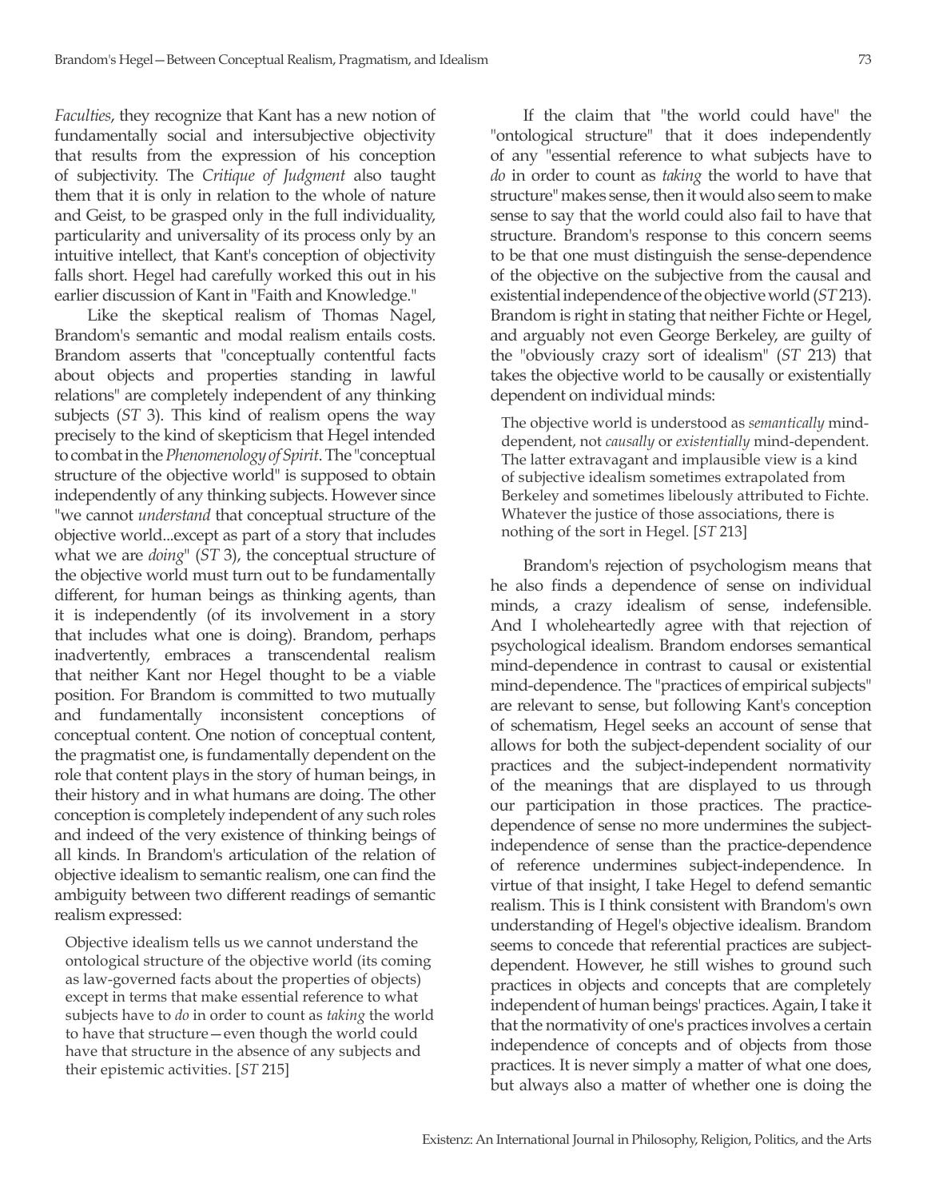*Faculties*, they recognize that Kant has a new notion of fundamentally social and intersubjective objectivity that results from the expression of his conception of subjectivity. The *Critique of Judgment* also taught them that it is only in relation to the whole of nature and Geist, to be grasped only in the full individuality, particularity and universality of its process only by an intuitive intellect, that Kant's conception of objectivity falls short. Hegel had carefully worked this out in his earlier discussion of Kant in "Faith and Knowledge."

Like the skeptical realism of Thomas Nagel, Brandom's semantic and modal realism entails costs. Brandom asserts that "conceptually contentful facts about objects and properties standing in lawful relations" are completely independent of any thinking subjects (*ST* 3). This kind of realism opens the way precisely to the kind of skepticism that Hegel intended to combat in the *Phenomenology of Spirit*. The "conceptual structure of the objective world" is supposed to obtain independently of any thinking subjects. However since "we cannot *understand* that conceptual structure of the objective world...except as part of a story that includes what we are *doing*" (*ST* 3), the conceptual structure of the objective world must turn out to be fundamentally different, for human beings as thinking agents, than it is independently (of its involvement in a story that includes what one is doing). Brandom, perhaps inadvertently, embraces a transcendental realism that neither Kant nor Hegel thought to be a viable position. For Brandom is committed to two mutually and fundamentally inconsistent conceptions of conceptual content. One notion of conceptual content, the pragmatist one, is fundamentally dependent on the role that content plays in the story of human beings, in their history and in what humans are doing. The other conception is completely independent of any such roles and indeed of the very existence of thinking beings of all kinds. In Brandom's articulation of the relation of objective idealism to semantic realism, one can find the ambiguity between two different readings of semantic realism expressed:

> Objective idealism tells us we cannot understand the ontological structure of the objective world (its coming as law-governed facts about the properties of objects) except in terms that make essential reference to what subjects have to *do* in order to count as *taking* the world to have that structure—even though the world could have that structure in the absence of any subjects and their epistemic activities. [*ST* 215]

If the claim that "the world could have" the "ontological structure" that it does independently of any "essential reference to what subjects have to *do* in order to count as *taking* the world to have that structure" makes sense, then it would also seem to make sense to say that the world could also fail to have that structure. Brandom's response to this concern seems to be that one must distinguish the sense-dependence of the objective on the subjective from the causal and existential independence of the objective world (*ST* 213). Brandom is right in stating that neither Fichte or Hegel, and arguably not even George Berkeley, are guilty of the "obviously crazy sort of idealism" (*ST* 213) that takes the objective world to be causally or existentially dependent on individual minds:

> The objective world is understood as *semantically* mind-dependent, not *causally* or *existentially* mind-dependent. The latter extravagant and implausible view is a kind of subjective idealism sometimes extrapolated from Berkeley and sometimes libelously attributed to Fichte. Whatever the justice of those associations, there is nothing of the sort in Hegel. [*ST* 213]

Brandom's rejection of psychologism means that he also finds a dependence of sense on individual minds, a crazy idealism of sense, indefensible. And I wholeheartedly agree with that rejection of psychological idealism. Brandom endorses semantical mind-dependence in contrast to causal or existential mind-dependence. The "practices of empirical subjects" are relevant to sense, but following Kant's conception of schematism, Hegel seeks an account of sense that allows for both the subject-dependent sociality of our practices and the subject-independent normativity of the meanings that are displayed to us through our participation in those practices. The practice-dependence of sense no more undermines the subject-independence of sense than the practice-dependence of reference undermines subject-independence. In virtue of that insight, I take Hegel to defend semantic realism. This is I think consistent with Brandom's own understanding of Hegel's objective idealism. Brandom seems to concede that referential practices are subject-dependent. However, he still wishes to ground such practices in objects and concepts that are completely independent of human beings' practices. Again, I take it that the normativity of one's practices involves a certain independence of concepts and of objects from those practices. It is never simply a matter of what one does, but always also a matter of whether one is doing the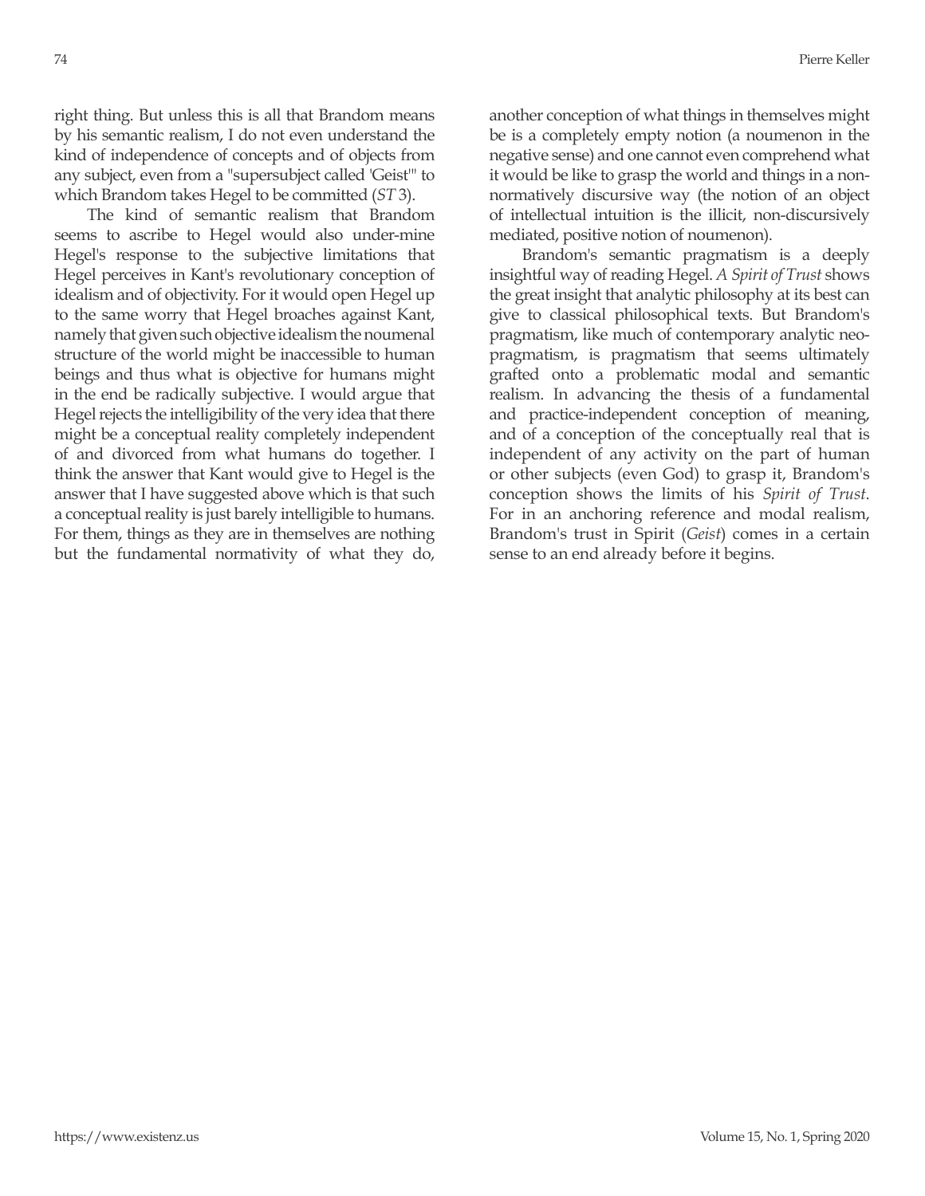right thing. But unless this is all that Brandom means by his semantic realism, I do not even understand the kind of independence of concepts and of objects from any subject, even from a "supersubject called 'Geist'" to which Brandom takes Hegel to be committed (*ST* 3).

The kind of semantic realism that Brandom seems to ascribe to Hegel would also under-mine Hegel's response to the subjective limitations that Hegel perceives in Kant's revolutionary conception of idealism and of objectivity. For it would open Hegel up to the same worry that Hegel broaches against Kant, namely that given such objective idealism the noumenal structure of the world might be inaccessible to human beings and thus what is objective for humans might in the end be radically subjective. I would argue that Hegel rejects the intelligibility of the very idea that there might be a conceptual reality completely independent of and divorced from what humans do together. I think the answer that Kant would give to Hegel is the answer that I have suggested above which is that such a conceptual reality is just barely intelligible to humans. For them, things as they are in themselves are nothing but the fundamental normativity of what they do, another conception of what things in themselves might be is a completely empty notion (a noumenon in the negative sense) and one cannot even comprehend what it would be like to grasp the world and things in a non-normatively discursive way (the notion of an object of intellectual intuition is the illicit, non-discursively mediated, positive notion of noumenon).

Brandom's semantic pragmatism is a deeply insightful way of reading Hegel. *A Spirit of Trust* shows the great insight that analytic philosophy at its best can give to classical philosophical texts. But Brandom's pragmatism, like much of contemporary analytic neo-pragmatism, is pragmatism that seems ultimately grafted onto a problematic modal and semantic realism. In advancing the thesis of a fundamental and practice-independent conception of meaning, and of a conception of the conceptually real that is independent of any activity on the part of human or other subjects (even God) to grasp it, Brandom's conception shows the limits of his *Spirit of Trust*. For in an anchoring reference and modal realism, Brandom's trust in Spirit (*Geist*) comes in a certain sense to an end already before it begins.